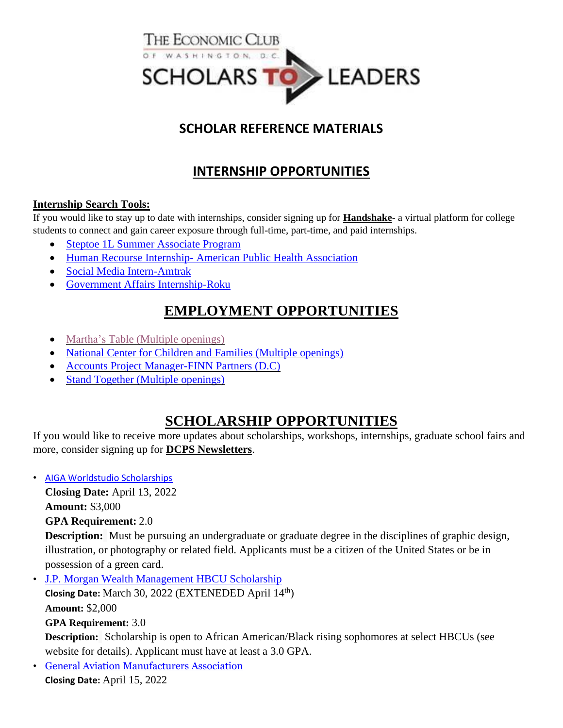THE ECONOMIC CLUB OF WASHINGTON, D.C.

SCHOLARS TO LEADERS

## SCHOLAR REFERENCE MATERIALS

## INTERNSHIP OPPORTUNITIES

**Internship Search Tools:**

If you would like to stay up to date with internships, consider signing up for **Handshake**- a virtual platform for college students to connect and gain career exposure through full-time, part-time, and paid internships.

- Steptoe 1L Summer Associate Program
- Human Recourse Internship- American Public Health Association
- Social Media Intern-Amtrak
- Government Affairs Internship-Roku

## EMPLOYMENT OPPORTUNITIES

- Martha's Table (Multiple openings)
- National Center for Children and Families (Multiple openings)
- Accounts Project Manager-FINN Partners (D.C)
- Stand Together (Multiple openings)

## SCHOLARSHIP OPPORTUNITIES

If you would like to receive more updates about scholarships, workshops, internships, graduate school fairs and more, consider signing up for **DCPS Newsletters**.

- AIGA Worldstudio Scholarships
  **Closing Date:** April 13, 2022
  **Amount:** $3,000
  **GPA Requirement:** 2.0
  **Description:** Must be pursuing an undergraduate or graduate degree in the disciplines of graphic design, illustration, or photography or related field. Applicants must be a citizen of the United States or be in possession of a green card.
- J.P. Morgan Wealth Management HBCU Scholarship
  **Closing Date:** March 30, 2022 (EXTENEDED April 14th)
  **Amount:** $2,000
  **GPA Requirement:** 3.0
  **Description:** Scholarship is open to African American/Black rising sophomores at select HBCUs (see website for details). Applicant must have at least a 3.0 GPA.
- General Aviation Manufacturers Association
  **Closing Date:** April 15, 2022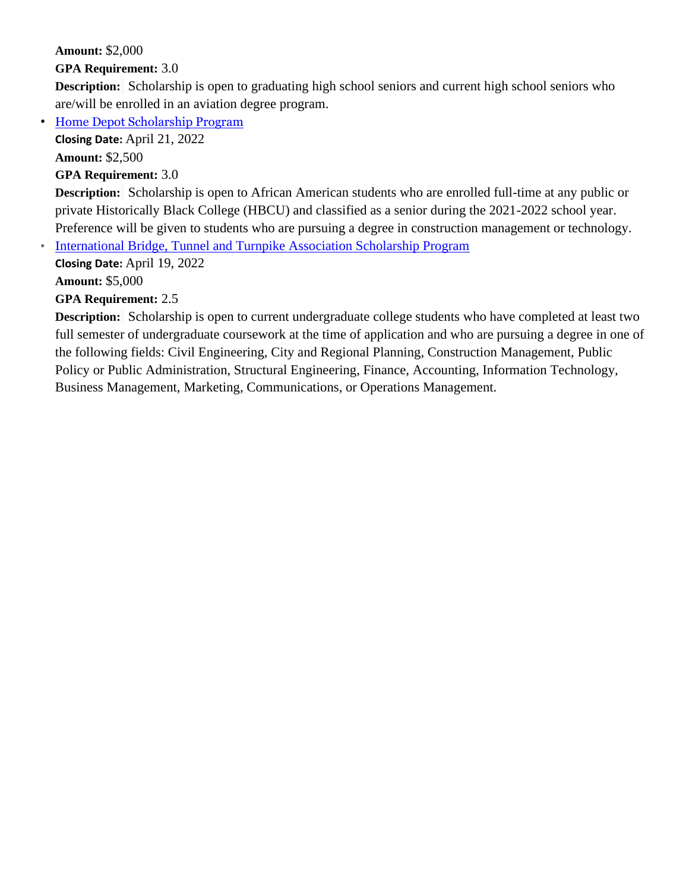**Amount:** $2,000

**GPA Requirement:** 3.0

**Description:** Scholarship is open to graduating high school seniors and current high school seniors who are/will be enrolled in an aviation degree program.

- Home Depot Scholarship Program

  **Closing Date:** April 21, 2022

  **Amount:** $2,500

  **GPA Requirement:** 3.0

  **Description:** Scholarship is open to African American students who are enrolled full-time at any public or private Historically Black College (HBCU) and classified as a senior during the 2021-2022 school year. Preference will be given to students who are pursuing a degree in construction management or technology.

- International Bridge, Tunnel and Turnpike Association Scholarship Program

  **Closing Date:** April 19, 2022

  **Amount:** $5,000

  **GPA Requirement:** 2.5

  **Description:** Scholarship is open to current undergraduate college students who have completed at least two full semester of undergraduate coursework at the time of application and who are pursuing a degree in one of the following fields: Civil Engineering, City and Regional Planning, Construction Management, Public Policy or Public Administration, Structural Engineering, Finance, Accounting, Information Technology, Business Management, Marketing, Communications, or Operations Management.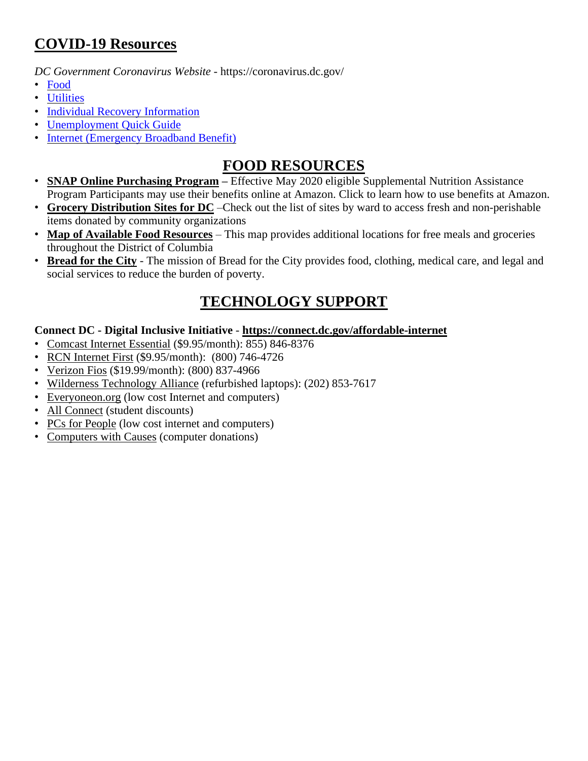## COVID-19 Resources

*DC Government Coronavirus Website* - https://coronavirus.dc.gov/

- Food
- Utilities
- Individual Recovery Information
- Unemployment Quick Guide
- Internet (Emergency Broadband Benefit)

## FOOD RESOURCES

- **SNAP Online Purchasing Program –** Effective May 2020 eligible Supplemental Nutrition Assistance Program Participants may use their benefits online at Amazon. Click to learn how to use benefits at Amazon.
- **Grocery Distribution Sites for DC** –Check out the list of sites by ward to access fresh and non-perishable items donated by community organizations
- **Map of Available Food Resources** – This map provides additional locations for free meals and groceries throughout the District of Columbia
- **Bread for the City** - The mission of Bread for the City provides food, clothing, medical care, and legal and social services to reduce the burden of poverty.

## TECHNOLOGY SUPPORT

**Connect DC - Digital Inclusive Initiative - https://connect.dc.gov/affordable-internet**

- Comcast Internet Essential ($9.95/month): 855) 846-8376
- RCN Internet First ($9.95/month): (800) 746-4726
- Verizon Fios ($19.99/month): (800) 837-4966
- Wilderness Technology Alliance (refurbished laptops): (202) 853-7617
- Everyoneon.org (low cost Internet and computers)
- All Connect (student discounts)
- PCs for People (low cost internet and computers)
- Computers with Causes (computer donations)